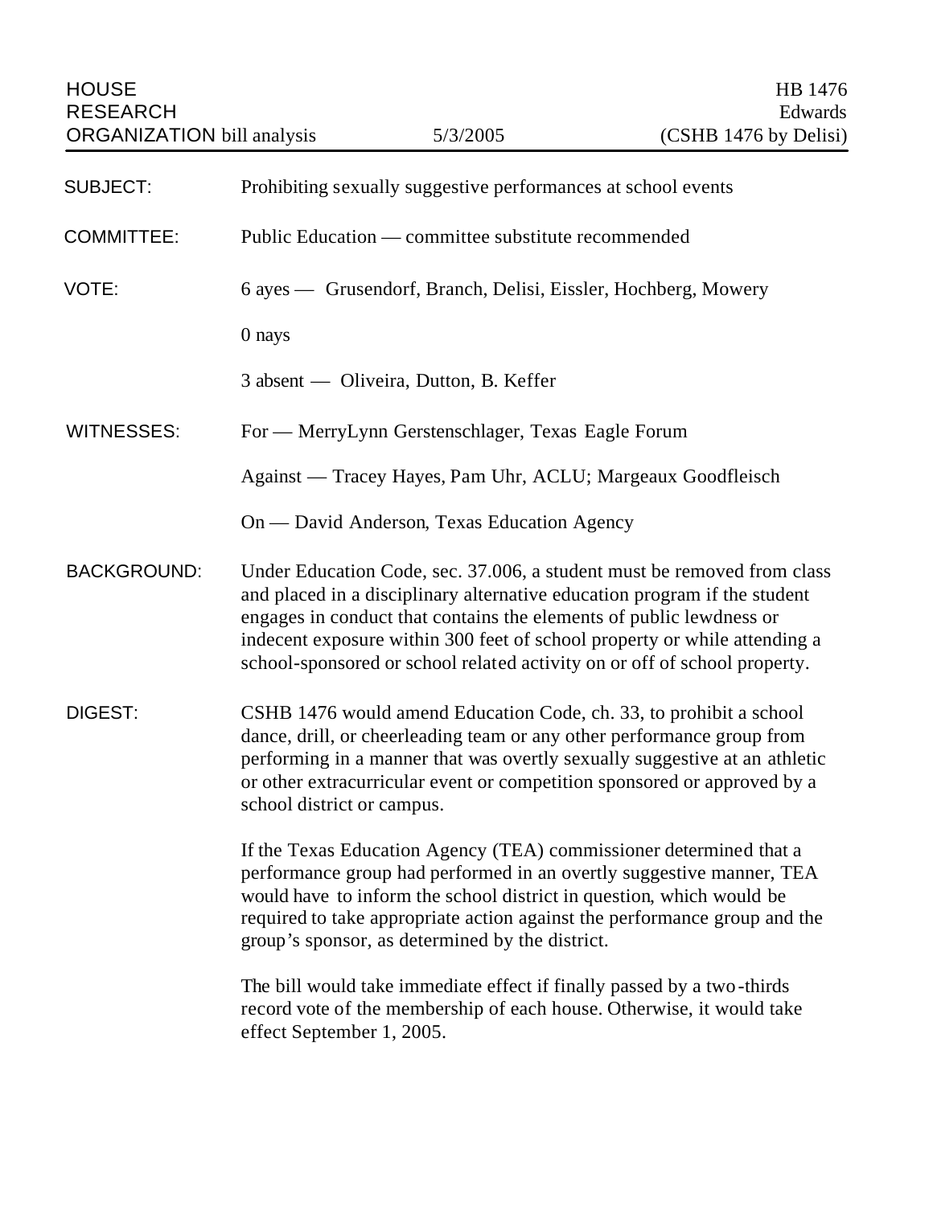HOUSE RESEARCH ORGANIZATION bill analysis | 5/3/2005 | HB 1476 Edwards (CSHB 1476 by Delisi)

**SUBJECT:** Prohibiting sexually suggestive performances at school events

**COMMITTEE:** Public Education — committee substitute recommended

**VOTE:** 6 ayes — Grusendorf, Branch, Delisi, Eissler, Hochberg, Mowery

0 nays

3 absent — Oliveira, Dutton, B. Keffer

**WITNESSES:** For — MerryLynn Gerstenschlager, Texas Eagle Forum

Against — Tracey Hayes, Pam Uhr, ACLU; Margeaux Goodfleisch

On — David Anderson, Texas Education Agency

**BACKGROUND:** Under Education Code, sec. 37.006, a student must be removed from class and placed in a disciplinary alternative education program if the student engages in conduct that contains the elements of public lewdness or indecent exposure within 300 feet of school property or while attending a school-sponsored or school related activity on or off of school property.

**DIGEST:** CSHB 1476 would amend Education Code, ch. 33, to prohibit a school dance, drill, or cheerleading team or any other performance group from performing in a manner that was overtly sexually suggestive at an athletic or other extracurricular event or competition sponsored or approved by a school district or campus.

If the Texas Education Agency (TEA) commissioner determined that a performance group had performed in an overtly suggestive manner, TEA would have to inform the school district in question, which would be required to take appropriate action against the performance group and the group's sponsor, as determined by the district.

The bill would take immediate effect if finally passed by a two-thirds record vote of the membership of each house. Otherwise, it would take effect September 1, 2005.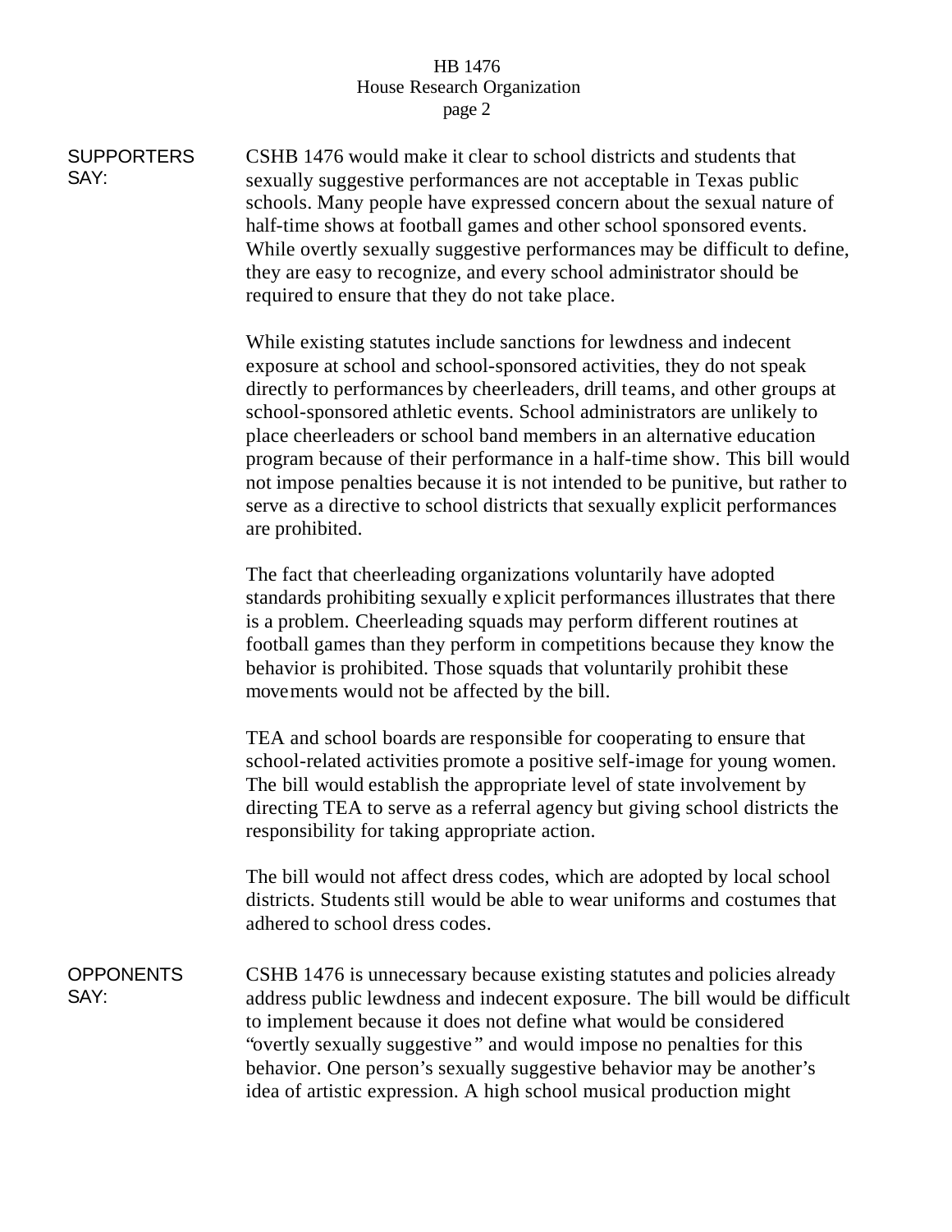**SUPPORTERS SAY:**

CSHB 1476 would make it clear to school districts and students that sexually suggestive performances are not acceptable in Texas public schools. Many people have expressed concern about the sexual nature of half-time shows at football games and other school sponsored events. While overtly sexually suggestive performances may be difficult to define, they are easy to recognize, and every school administrator should be required to ensure that they do not take place.

While existing statutes include sanctions for lewdness and indecent exposure at school and school-sponsored activities, they do not speak directly to performances by cheerleaders, drill teams, and other groups at school-sponsored athletic events. School administrators are unlikely to place cheerleaders or school band members in an alternative education program because of their performance in a half-time show. This bill would not impose penalties because it is not intended to be punitive, but rather to serve as a directive to school districts that sexually explicit performances are prohibited.

The fact that cheerleading organizations voluntarily have adopted standards prohibiting sexually explicit performances illustrates that there is a problem. Cheerleading squads may perform different routines at football games than they perform in competitions because they know the behavior is prohibited. Those squads that voluntarily prohibit these movements would not be affected by the bill.

TEA and school boards are responsible for cooperating to ensure that school-related activities promote a positive self-image for young women. The bill would establish the appropriate level of state involvement by directing TEA to serve as a referral agency but giving school districts the responsibility for taking appropriate action.

The bill would not affect dress codes, which are adopted by local school districts. Students still would be able to wear uniforms and costumes that adhered to school dress codes.

**OPPONENTS SAY:**

CSHB 1476 is unnecessary because existing statutes and policies already address public lewdness and indecent exposure. The bill would be difficult to implement because it does not define what would be considered "overtly sexually suggestive" and would impose no penalties for this behavior. One person's sexually suggestive behavior may be another's idea of artistic expression. A high school musical production might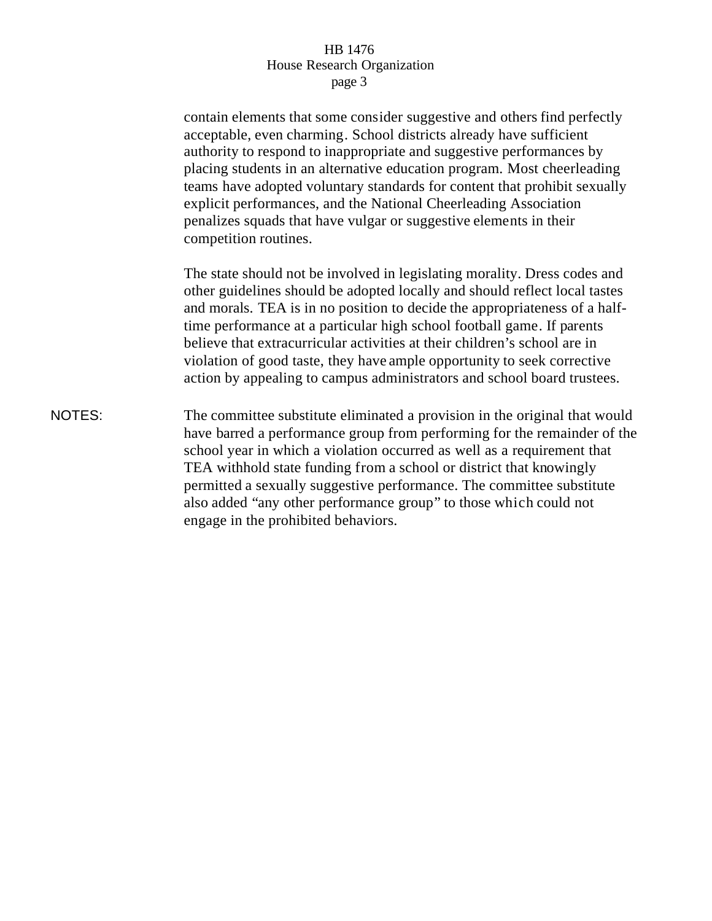contain elements that some consider suggestive and others find perfectly acceptable, even charming. School districts already have sufficient authority to respond to inappropriate and suggestive performances by placing students in an alternative education program. Most cheerleading teams have adopted voluntary standards for content that prohibit sexually explicit performances, and the National Cheerleading Association penalizes squads that have vulgar or suggestive elements in their competition routines.

The state should not be involved in legislating morality. Dress codes and other guidelines should be adopted locally and should reflect local tastes and morals. TEA is in no position to decide the appropriateness of a half-time performance at a particular high school football game. If parents believe that extracurricular activities at their children's school are in violation of good taste, they have ample opportunity to seek corrective action by appealing to campus administrators and school board trustees.

NOTES: The committee substitute eliminated a provision in the original that would have barred a performance group from performing for the remainder of the school year in which a violation occurred as well as a requirement that TEA withhold state funding from a school or district that knowingly permitted a sexually suggestive performance. The committee substitute also added "any other performance group" to those which could not engage in the prohibited behaviors.